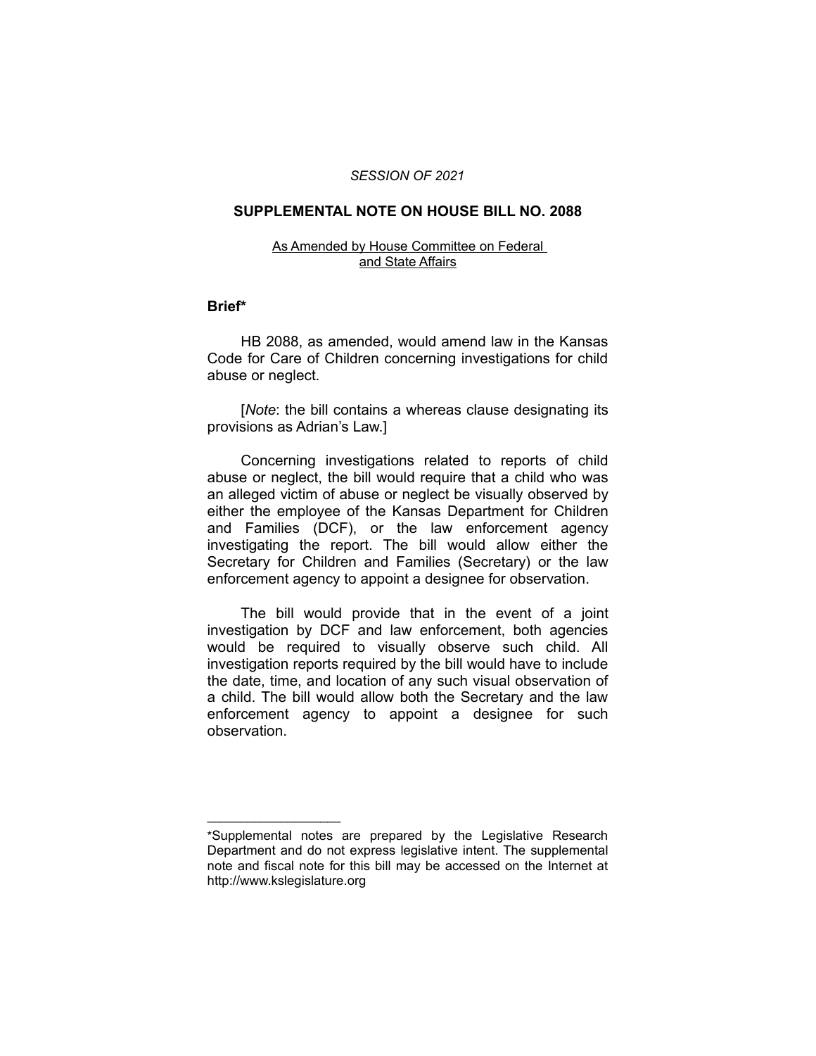*SESSION OF 2021*

## SUPPLEMENTAL NOTE ON HOUSE BILL NO. 2088

As Amended by House Committee on Federal and State Affairs

### Brief*

HB 2088, as amended, would amend law in the Kansas Code for Care of Children concerning investigations for child abuse or neglect.

[*Note*: the bill contains a whereas clause designating its provisions as Adrian's Law.]

Concerning investigations related to reports of child abuse or neglect, the bill would require that a child who was an alleged victim of abuse or neglect be visually observed by either the employee of the Kansas Department for Children and Families (DCF), or the law enforcement agency investigating the report. The bill would allow either the Secretary for Children and Families (Secretary) or the law enforcement agency to appoint a designee for observation.

The bill would provide that in the event of a joint investigation by DCF and law enforcement, both agencies would be required to visually observe such child. All investigation reports required by the bill would have to include the date, time, and location of any such visual observation of a child. The bill would allow both the Secretary and the law enforcement agency to appoint a designee for such observation.

---

*Supplemental notes are prepared by the Legislative Research Department and do not express legislative intent. The supplemental note and fiscal note for this bill may be accessed on the Internet at http://www.kslegislature.org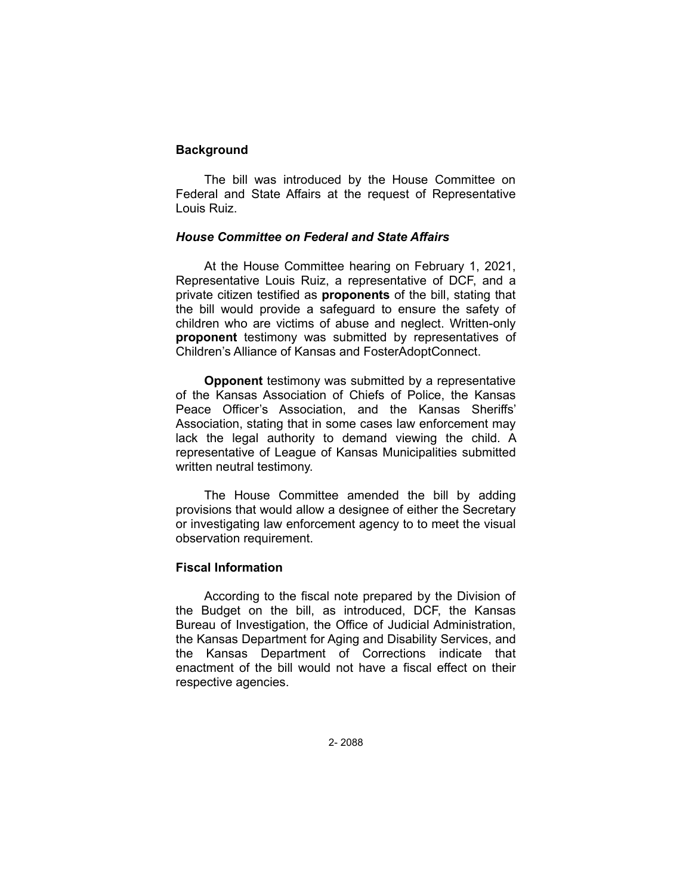## Background

The bill was introduced by the House Committee on Federal and State Affairs at the request of Representative Louis Ruiz.

### *House Committee on Federal and State Affairs*

At the House Committee hearing on February 1, 2021, Representative Louis Ruiz, a representative of DCF, and a private citizen testified as **proponents** of the bill, stating that the bill would provide a safeguard to ensure the safety of children who are victims of abuse and neglect. Written-only **proponent** testimony was submitted by representatives of Children's Alliance of Kansas and FosterAdoptConnect.

**Opponent** testimony was submitted by a representative of the Kansas Association of Chiefs of Police, the Kansas Peace Officer's Association, and the Kansas Sheriffs' Association, stating that in some cases law enforcement may lack the legal authority to demand viewing the child. A representative of League of Kansas Municipalities submitted written neutral testimony.

The House Committee amended the bill by adding provisions that would allow a designee of either the Secretary or investigating law enforcement agency to to meet the visual observation requirement.

## Fiscal Information

According to the fiscal note prepared by the Division of the Budget on the bill, as introduced, DCF, the Kansas Bureau of Investigation, the Office of Judicial Administration, the Kansas Department for Aging and Disability Services, and the Kansas Department of Corrections indicate that enactment of the bill would not have a fiscal effect on their respective agencies.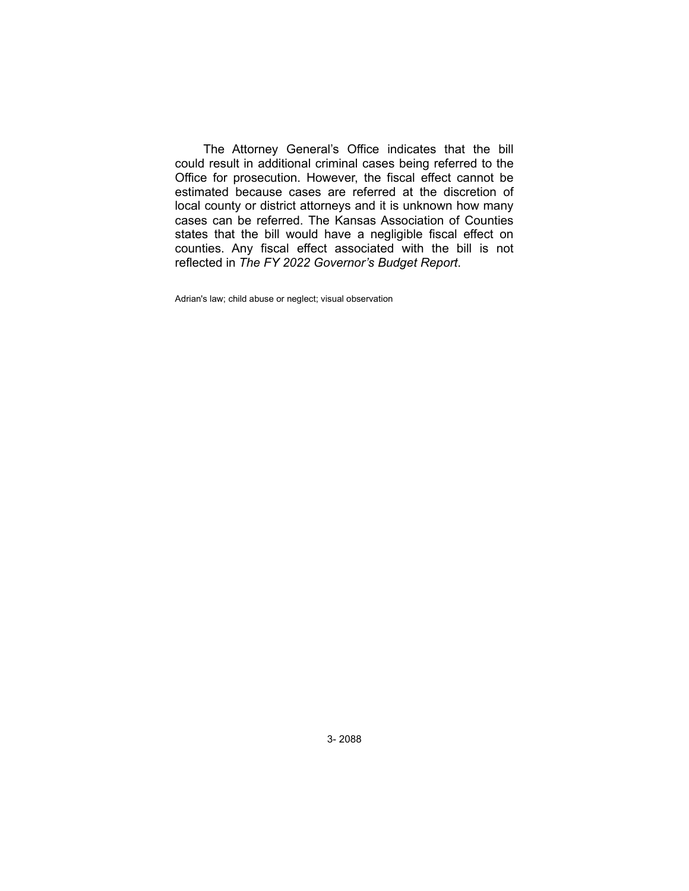The Attorney General's Office indicates that the bill could result in additional criminal cases being referred to the Office for prosecution. However, the fiscal effect cannot be estimated because cases are referred at the discretion of local county or district attorneys and it is unknown how many cases can be referred. The Kansas Association of Counties states that the bill would have a negligible fiscal effect on counties. Any fiscal effect associated with the bill is not reflected in *The FY 2022 Governor's Budget Report*.

Adrian's law; child abuse or neglect; visual observation